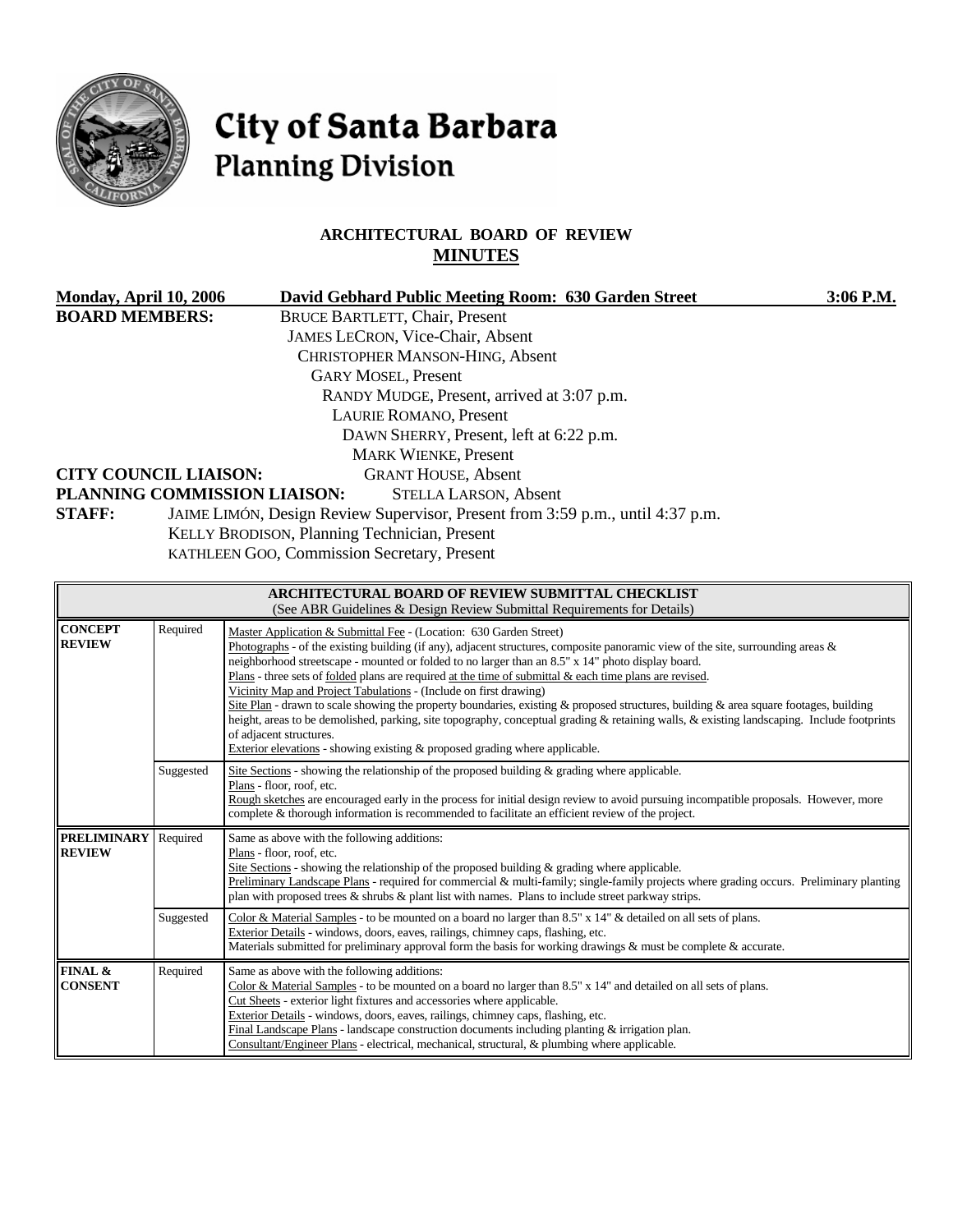# City of Santa Barbara
## Planning Division

### ARCHITECTURAL BOARD OF REVIEW
### MINUTES

**Monday, April 10, 2006** **David Gebhard Public Meeting Room: 630 Garden Street** **3:06 P.M.**

**BOARD MEMBERS:** BRUCE BARTLETT, Chair, Present
JAMES LECRON, Vice-Chair, Absent
CHRISTOPHER MANSON-HING, Absent
GARY MOSEL, Present
RANDY MUDGE, Present, arrived at 3:07 p.m.
LAURIE ROMANO, Present
DAWN SHERRY, Present, left at 6:22 p.m.
MARK WIENKE, Present

**CITY COUNCIL LIAISON:** GRANT HOUSE, Absent

**PLANNING COMMISSION LIAISON:** STELLA LARSON, Absent

**STAFF:** JAIME LIMÓN, Design Review Supervisor, Present from 3:59 p.m., until 4:37 p.m.
KELLY BRODISON, Planning Technician, Present
KATHLEEN GOO, Commission Secretary, Present

| ARCHITECTURAL BOARD OF REVIEW SUBMITTAL CHECKLIST (See ABR Guidelines & Design Review Submittal Requirements for Details) | | |
|---|---|---|
| **CONCEPT REVIEW** | Required | Master Application & Submittal Fee - (Location: 630 Garden Street)<br>Photographs - of the existing building (if any), adjacent structures, composite panoramic view of the site, surrounding areas & neighborhood streetscape - mounted or folded to no larger than an 8.5" x 14" photo display board.<br>Plans - three sets of folded plans are required at the time of submittal & each time plans are revised.<br>Vicinity Map and Project Tabulations - (Include on first drawing)<br>Site Plan - drawn to scale showing the property boundaries, existing & proposed structures, building & area square footages, building height, areas to be demolished, parking, site topography, conceptual grading & retaining walls, & existing landscaping. Include footprints of adjacent structures.<br>Exterior elevations - showing existing & proposed grading where applicable. |
| | Suggested | Site Sections - showing the relationship of the proposed building & grading where applicable.<br>Plans - floor, roof, etc.<br>Rough sketches are encouraged early in the process for initial design review to avoid pursuing incompatible proposals. However, more complete & thorough information is recommended to facilitate an efficient review of the project. |
| **PRELIMINARY REVIEW** | Required | Same as above with the following additions:<br>Plans - floor, roof, etc.<br>Site Sections - showing the relationship of the proposed building & grading where applicable.<br>Preliminary Landscape Plans - required for commercial & multi-family; single-family projects where grading occurs. Preliminary planting plan with proposed trees & shrubs & plant list with names. Plans to include street parkway strips. |
| | Suggested | Color & Material Samples - to be mounted on a board no larger than 8.5" x 14" & detailed on all sets of plans.<br>Exterior Details - windows, doors, eaves, railings, chimney caps, flashing, etc.<br>Materials submitted for preliminary approval form the basis for working drawings & must be complete & accurate. |
| **FINAL & CONSENT** | Required | Same as above with the following additions:<br>Color & Material Samples - to be mounted on a board no larger than 8.5" x 14" and detailed on all sets of plans.<br>Cut Sheets - exterior light fixtures and accessories where applicable.<br>Exterior Details - windows, doors, eaves, railings, chimney caps, flashing, etc.<br>Final Landscape Plans - landscape construction documents including planting & irrigation plan.<br>Consultant/Engineer Plans - electrical, mechanical, structural, & plumbing where applicable. |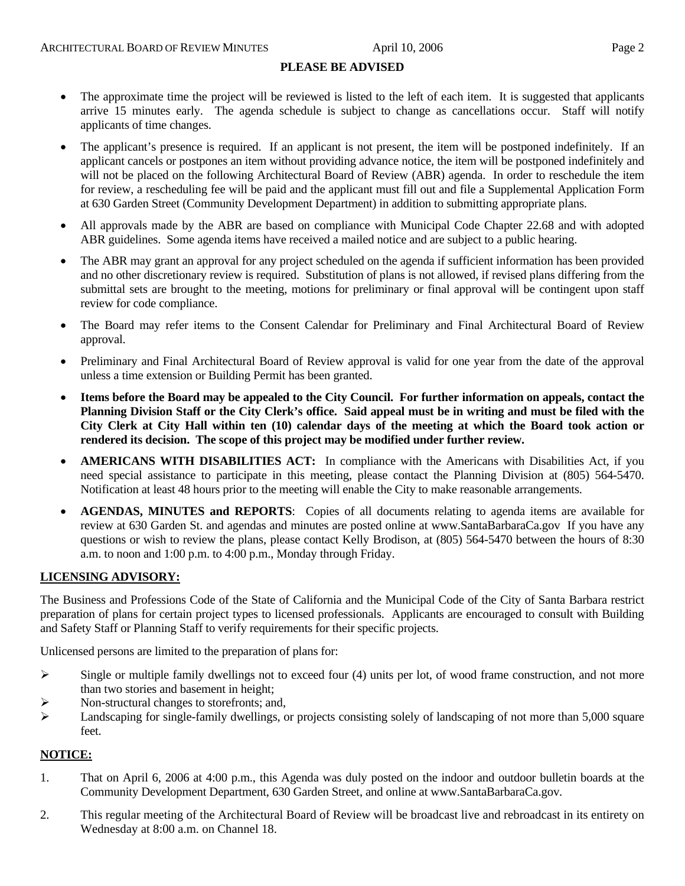## PLEASE BE ADVISED

- The approximate time the project will be reviewed is listed to the left of each item. It is suggested that applicants arrive 15 minutes early. The agenda schedule is subject to change as cancellations occur. Staff will notify applicants of time changes.
- The applicant's presence is required. If an applicant is not present, the item will be postponed indefinitely. If an applicant cancels or postpones an item without providing advance notice, the item will be postponed indefinitely and will not be placed on the following Architectural Board of Review (ABR) agenda. In order to reschedule the item for review, a rescheduling fee will be paid and the applicant must fill out and file a Supplemental Application Form at 630 Garden Street (Community Development Department) in addition to submitting appropriate plans.
- All approvals made by the ABR are based on compliance with Municipal Code Chapter 22.68 and with adopted ABR guidelines. Some agenda items have received a mailed notice and are subject to a public hearing.
- The ABR may grant an approval for any project scheduled on the agenda if sufficient information has been provided and no other discretionary review is required. Substitution of plans is not allowed, if revised plans differing from the submittal sets are brought to the meeting, motions for preliminary or final approval will be contingent upon staff review for code compliance.
- The Board may refer items to the Consent Calendar for Preliminary and Final Architectural Board of Review approval.
- Preliminary and Final Architectural Board of Review approval is valid for one year from the date of the approval unless a time extension or Building Permit has been granted.
- **Items before the Board may be appealed to the City Council. For further information on appeals, contact the Planning Division Staff or the City Clerk's office. Said appeal must be in writing and must be filed with the City Clerk at City Hall within ten (10) calendar days of the meeting at which the Board took action or rendered its decision. The scope of this project may be modified under further review.**
- **AMERICANS WITH DISABILITIES ACT:** In compliance with the Americans with Disabilities Act, if you need special assistance to participate in this meeting, please contact the Planning Division at (805) 564-5470. Notification at least 48 hours prior to the meeting will enable the City to make reasonable arrangements.
- **AGENDAS, MINUTES and REPORTS**: Copies of all documents relating to agenda items are available for review at 630 Garden St. and agendas and minutes are posted online at www.SantaBarbaraCa.gov If you have any questions or wish to review the plans, please contact Kelly Brodison, at (805) 564-5470 between the hours of 8:30 a.m. to noon and 1:00 p.m. to 4:00 p.m., Monday through Friday.

## LICENSING ADVISORY:

The Business and Professions Code of the State of California and the Municipal Code of the City of Santa Barbara restrict preparation of plans for certain project types to licensed professionals. Applicants are encouraged to consult with Building and Safety Staff or Planning Staff to verify requirements for their specific projects.

Unlicensed persons are limited to the preparation of plans for:

- Single or multiple family dwellings not to exceed four (4) units per lot, of wood frame construction, and not more than two stories and basement in height;
- Non-structural changes to storefronts; and,
- Landscaping for single-family dwellings, or projects consisting solely of landscaping of not more than 5,000 square feet.

## NOTICE:

1. That on April 6, 2006 at 4:00 p.m., this Agenda was duly posted on the indoor and outdoor bulletin boards at the Community Development Department, 630 Garden Street, and online at www.SantaBarbaraCa.gov.
2. This regular meeting of the Architectural Board of Review will be broadcast live and rebroadcast in its entirety on Wednesday at 8:00 a.m. on Channel 18.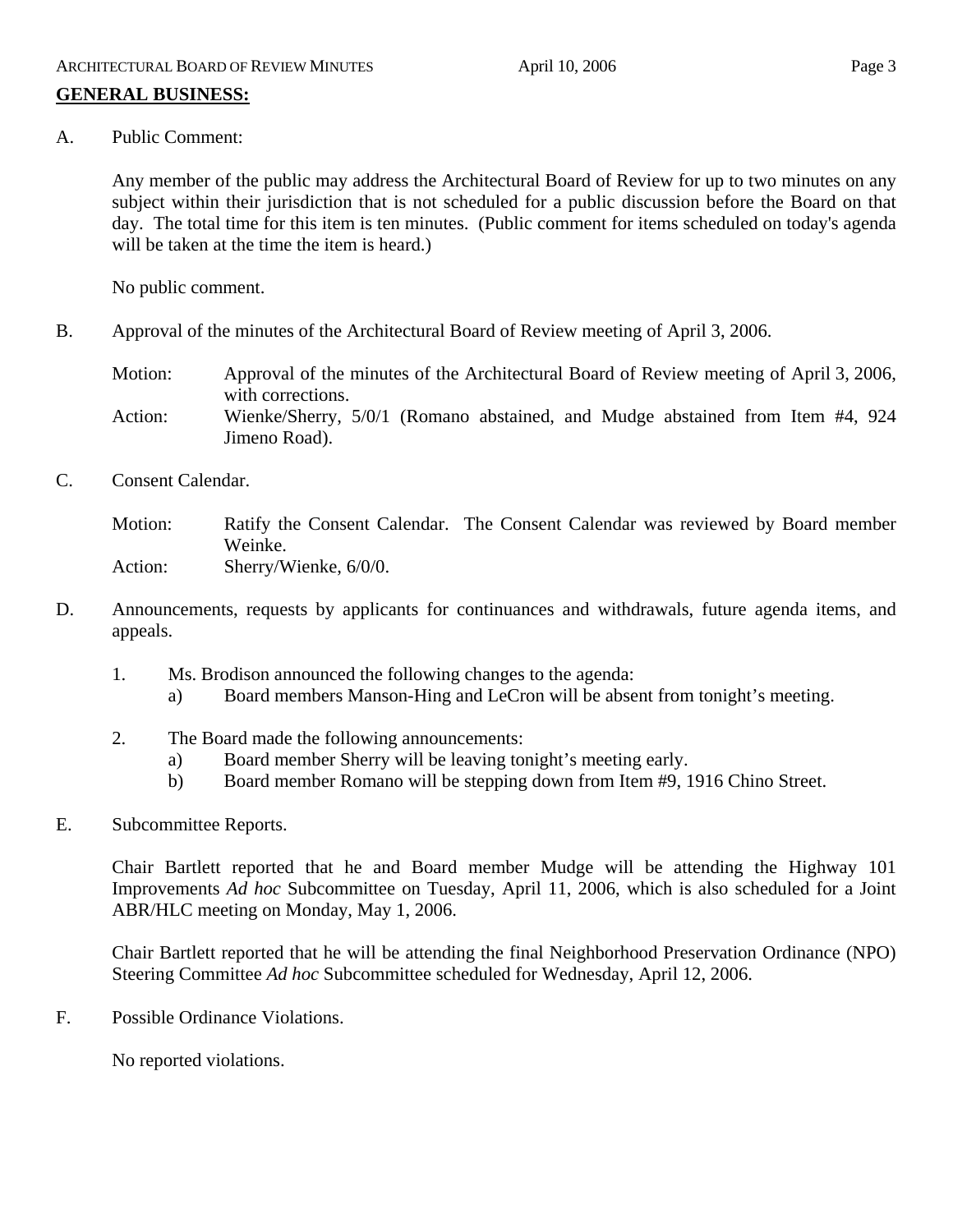## GENERAL BUSINESS:

A. Public Comment:

Any member of the public may address the Architectural Board of Review for up to two minutes on any subject within their jurisdiction that is not scheduled for a public discussion before the Board on that day. The total time for this item is ten minutes. (Public comment for items scheduled on today's agenda will be taken at the time the item is heard.)

No public comment.

B. Approval of the minutes of the Architectural Board of Review meeting of April 3, 2006.

Motion: Approval of the minutes of the Architectural Board of Review meeting of April 3, 2006, with corrections.
Action: Wienke/Sherry, 5/0/1 (Romano abstained, and Mudge abstained from Item #4, 924 Jimeno Road).

C. Consent Calendar.

Motion: Ratify the Consent Calendar. The Consent Calendar was reviewed by Board member Weinke.
Action: Sherry/Wienke, 6/0/0.

D. Announcements, requests by applicants for continuances and withdrawals, future agenda items, and appeals.

1. Ms. Brodison announced the following changes to the agenda:
    a) Board members Manson-Hing and LeCron will be absent from tonight's meeting.

2. The Board made the following announcements:
    a) Board member Sherry will be leaving tonight's meeting early.
    b) Board member Romano will be stepping down from Item #9, 1916 Chino Street.

E. Subcommittee Reports.

Chair Bartlett reported that he and Board member Mudge will be attending the Highway 101 Improvements *Ad hoc* Subcommittee on Tuesday, April 11, 2006, which is also scheduled for a Joint ABR/HLC meeting on Monday, May 1, 2006.

Chair Bartlett reported that he will be attending the final Neighborhood Preservation Ordinance (NPO) Steering Committee *Ad hoc* Subcommittee scheduled for Wednesday, April 12, 2006.

F. Possible Ordinance Violations.

No reported violations.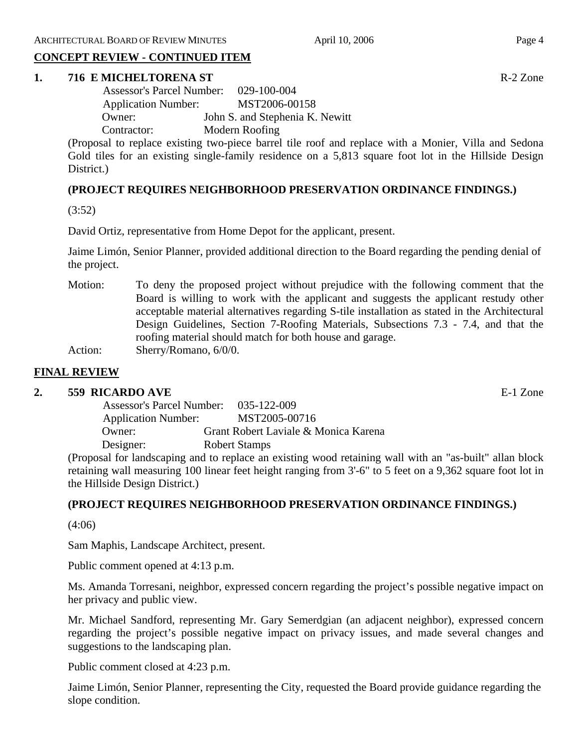**CONCEPT REVIEW - CONTINUED ITEM**

**1. 716 E MICHELTORENA ST** R-2 Zone

Assessor's Parcel Number: 029-100-004
Application Number: MST2006-00158
Owner: John S. and Stephenia K. Newitt
Contractor: Modern Roofing

(Proposal to replace existing two-piece barrel tile roof and replace with a Monier, Villa and Sedona Gold tiles for an existing single-family residence on a 5,813 square foot lot in the Hillside Design District.)

**(PROJECT REQUIRES NEIGHBORHOOD PRESERVATION ORDINANCE FINDINGS.)**

(3:52)

David Ortiz, representative from Home Depot for the applicant, present.

Jaime Limón, Senior Planner, provided additional direction to the Board regarding the pending denial of the project.

Motion: To deny the proposed project without prejudice with the following comment that the Board is willing to work with the applicant and suggests the applicant restudy other acceptable material alternatives regarding S-tile installation as stated in the Architectural Design Guidelines, Section 7-Roofing Materials, Subsections 7.3 - 7.4, and that the roofing material should match for both house and garage.

Action: Sherry/Romano, 6/0/0.

**FINAL REVIEW**

**2. 559 RICARDO AVE** E-1 Zone

Assessor's Parcel Number: 035-122-009
Application Number: MST2005-00716
Owner: Grant Robert Laviale & Monica Karena
Designer: Robert Stamps

(Proposal for landscaping and to replace an existing wood retaining wall with an "as-built" allan block retaining wall measuring 100 linear feet height ranging from 3'-6" to 5 feet on a 9,362 square foot lot in the Hillside Design District.)

**(PROJECT REQUIRES NEIGHBORHOOD PRESERVATION ORDINANCE FINDINGS.)**

(4:06)

Sam Maphis, Landscape Architect, present.

Public comment opened at 4:13 p.m.

Ms. Amanda Torresani, neighbor, expressed concern regarding the project's possible negative impact on her privacy and public view.

Mr. Michael Sandford, representing Mr. Gary Semerdgian (an adjacent neighbor), expressed concern regarding the project's possible negative impact on privacy issues, and made several changes and suggestions to the landscaping plan.

Public comment closed at 4:23 p.m.

Jaime Limón, Senior Planner, representing the City, requested the Board provide guidance regarding the slope condition.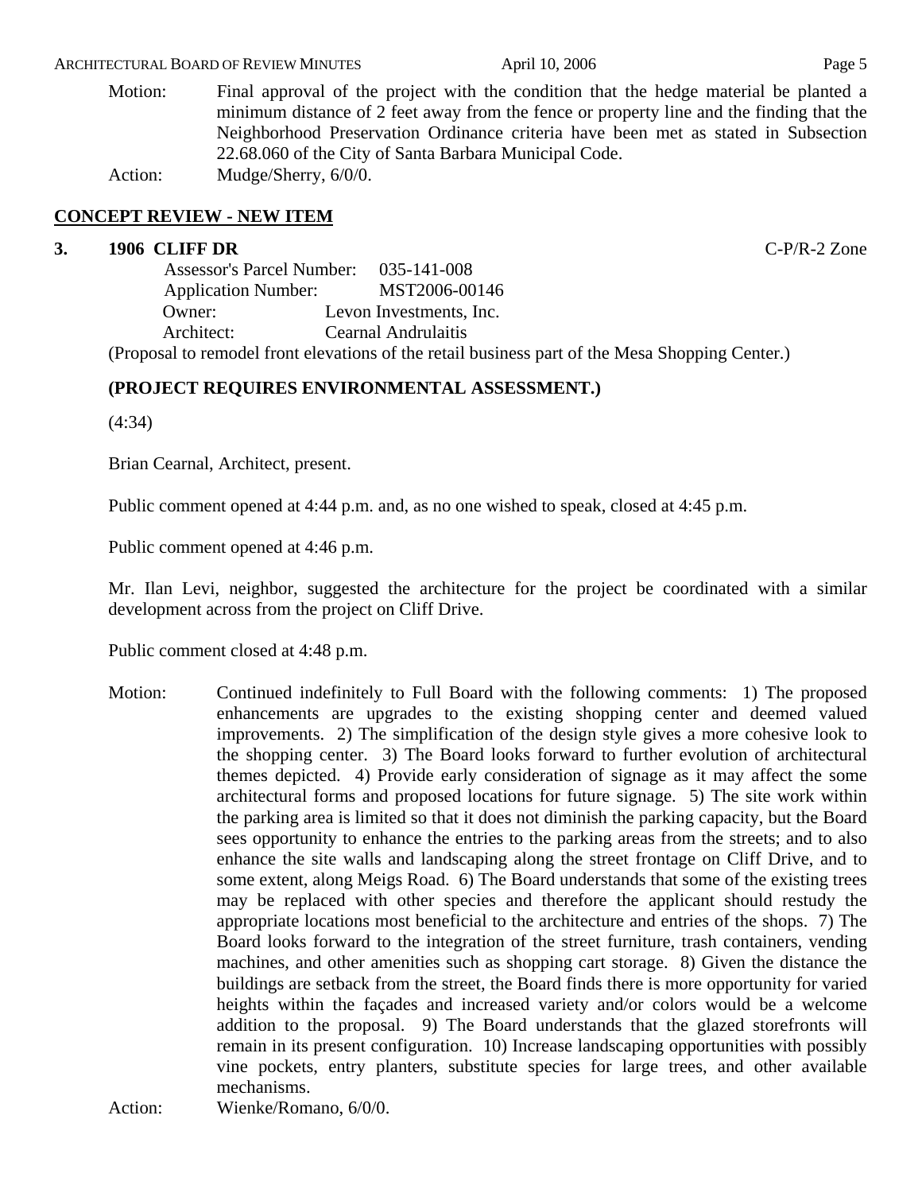Motion: Final approval of the project with the condition that the hedge material be planted a minimum distance of 2 feet away from the fence or property line and the finding that the Neighborhood Preservation Ordinance criteria have been met as stated in Subsection 22.68.060 of the City of Santa Barbara Municipal Code.

Action: Mudge/Sherry, 6/0/0.

## CONCEPT REVIEW - NEW ITEM

**3. 1906 CLIFF DR** C-P/R-2 Zone

Assessor's Parcel Number: 035-141-008
Application Number: MST2006-00146
Owner: Levon Investments, Inc.
Architect: Cearnal Andrulaitis

(Proposal to remodel front elevations of the retail business part of the Mesa Shopping Center.)

**(PROJECT REQUIRES ENVIRONMENTAL ASSESSMENT.)**

(4:34)

Brian Cearnal, Architect, present.

Public comment opened at 4:44 p.m. and, as no one wished to speak, closed at 4:45 p.m.

Public comment opened at 4:46 p.m.

Mr. Ilan Levi, neighbor, suggested the architecture for the project be coordinated with a similar development across from the project on Cliff Drive.

Public comment closed at 4:48 p.m.

Motion: Continued indefinitely to Full Board with the following comments: 1) The proposed enhancements are upgrades to the existing shopping center and deemed valued improvements. 2) The simplification of the design style gives a more cohesive look to the shopping center. 3) The Board looks forward to further evolution of architectural themes depicted. 4) Provide early consideration of signage as it may affect the some architectural forms and proposed locations for future signage. 5) The site work within the parking area is limited so that it does not diminish the parking capacity, but the Board sees opportunity to enhance the entries to the parking areas from the streets; and to also enhance the site walls and landscaping along the street frontage on Cliff Drive, and to some extent, along Meigs Road. 6) The Board understands that some of the existing trees may be replaced with other species and therefore the applicant should restudy the appropriate locations most beneficial to the architecture and entries of the shops. 7) The Board looks forward to the integration of the street furniture, trash containers, vending machines, and other amenities such as shopping cart storage. 8) Given the distance the buildings are setback from the street, the Board finds there is more opportunity for varied heights within the façades and increased variety and/or colors would be a welcome addition to the proposal. 9) The Board understands that the glazed storefronts will remain in its present configuration. 10) Increase landscaping opportunities with possibly vine pockets, entry planters, substitute species for large trees, and other available mechanisms.

Action: Wienke/Romano, 6/0/0.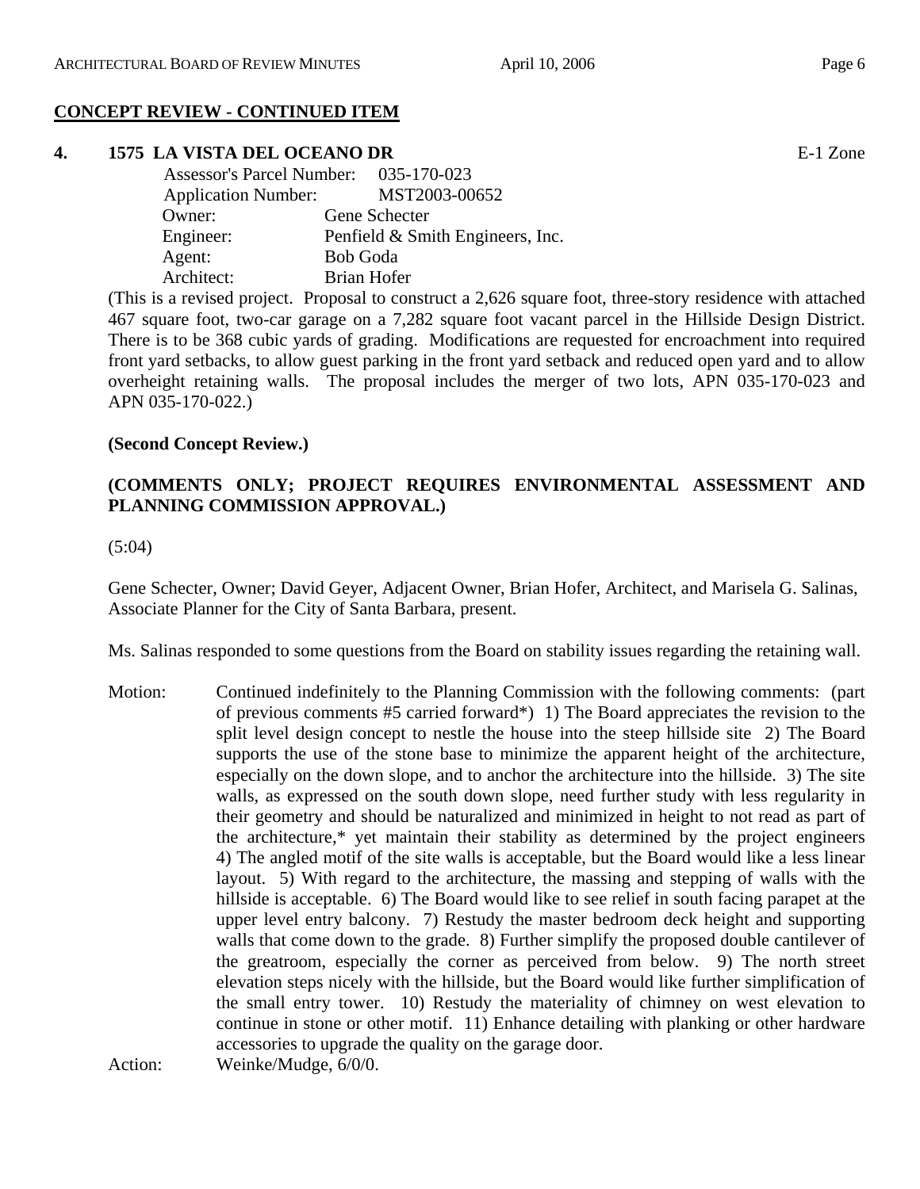## CONCEPT REVIEW - CONTINUED ITEM

**4. 1575 LA VISTA DEL OCEANO DR** E-1 Zone

Assessor's Parcel Number: 035-170-023
Application Number: MST2003-00652
Owner: Gene Schecter
Engineer: Penfield & Smith Engineers, Inc.
Agent: Bob Goda
Architect: Brian Hofer

(This is a revised project. Proposal to construct a 2,626 square foot, three-story residence with attached 467 square foot, two-car garage on a 7,282 square foot vacant parcel in the Hillside Design District. There is to be 368 cubic yards of grading. Modifications are requested for encroachment into required front yard setbacks, to allow guest parking in the front yard setback and reduced open yard and to allow overheight retaining walls. The proposal includes the merger of two lots, APN 035-170-023 and APN 035-170-022.)

**(Second Concept Review.)**

**(COMMENTS ONLY; PROJECT REQUIRES ENVIRONMENTAL ASSESSMENT AND PLANNING COMMISSION APPROVAL.)**

(5:04)

Gene Schecter, Owner; David Geyer, Adjacent Owner, Brian Hofer, Architect, and Marisela G. Salinas, Associate Planner for the City of Santa Barbara, present.

Ms. Salinas responded to some questions from the Board on stability issues regarding the retaining wall.

Motion: Continued indefinitely to the Planning Commission with the following comments: (part of previous comments #5 carried forward*) 1) The Board appreciates the revision to the split level design concept to nestle the house into the steep hillside site 2) The Board supports the use of the stone base to minimize the apparent height of the architecture, especially on the down slope, and to anchor the architecture into the hillside. 3) The site walls, as expressed on the south down slope, need further study with less regularity in their geometry and should be naturalized and minimized in height to not read as part of the architecture,* yet maintain their stability as determined by the project engineers 4) The angled motif of the site walls is acceptable, but the Board would like a less linear layout. 5) With regard to the architecture, the massing and stepping of walls with the hillside is acceptable. 6) The Board would like to see relief in south facing parapet at the upper level entry balcony. 7) Restudy the master bedroom deck height and supporting walls that come down to the grade. 8) Further simplify the proposed double cantilever of the greatroom, especially the corner as perceived from below. 9) The north street elevation steps nicely with the hillside, but the Board would like further simplification of the small entry tower. 10) Restudy the materiality of chimney on west elevation to continue in stone or other motif. 11) Enhance detailing with planking or other hardware accessories to upgrade the quality on the garage door.

Action: Weinke/Mudge, 6/0/0.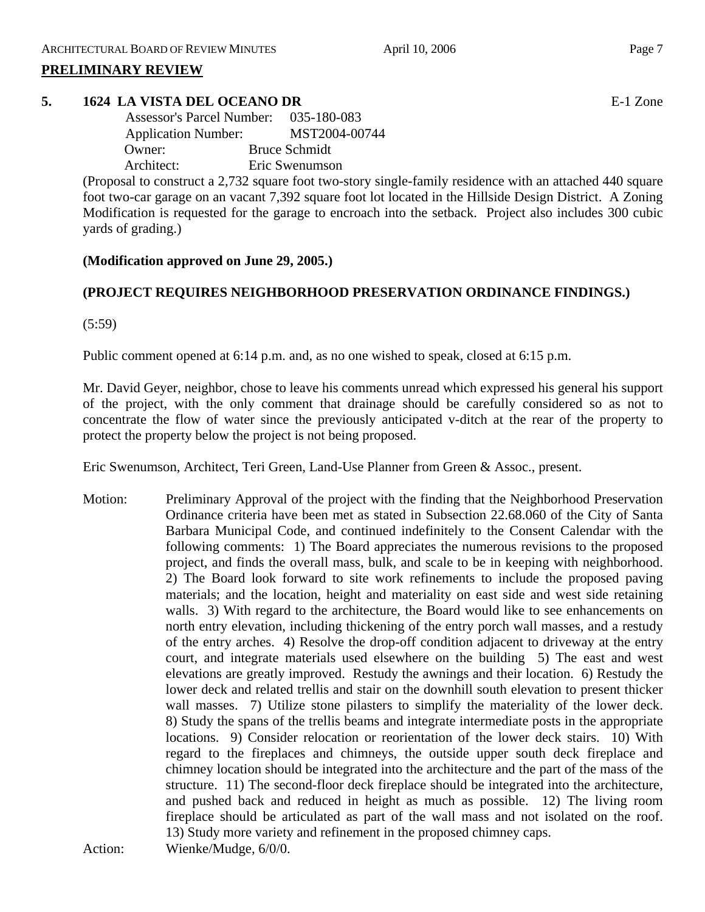## PRELIMINARY REVIEW

**5. 1624 LA VISTA DEL OCEANO DR** E-1 Zone

Assessor's Parcel Number: 035-180-083
Application Number: MST2004-00744
Owner: Bruce Schmidt
Architect: Eric Swenumson

(Proposal to construct a 2,732 square foot two-story single-family residence with an attached 440 square foot two-car garage on an vacant 7,392 square foot lot located in the Hillside Design District. A Zoning Modification is requested for the garage to encroach into the setback. Project also includes 300 cubic yards of grading.)

**(Modification approved on June 29, 2005.)**

**(PROJECT REQUIRES NEIGHBORHOOD PRESERVATION ORDINANCE FINDINGS.)**

(5:59)

Public comment opened at 6:14 p.m. and, as no one wished to speak, closed at 6:15 p.m.

Mr. David Geyer, neighbor, chose to leave his comments unread which expressed his general his support of the project, with the only comment that drainage should be carefully considered so as not to concentrate the flow of water since the previously anticipated v-ditch at the rear of the property to protect the property below the project is not being proposed.

Eric Swenumson, Architect, Teri Green, Land-Use Planner from Green & Assoc., present.

Motion: Preliminary Approval of the project with the finding that the Neighborhood Preservation Ordinance criteria have been met as stated in Subsection 22.68.060 of the City of Santa Barbara Municipal Code, and continued indefinitely to the Consent Calendar with the following comments: 1) The Board appreciates the numerous revisions to the proposed project, and finds the overall mass, bulk, and scale to be in keeping with neighborhood. 2) The Board look forward to site work refinements to include the proposed paving materials; and the location, height and materiality on east side and west side retaining walls. 3) With regard to the architecture, the Board would like to see enhancements on north entry elevation, including thickening of the entry porch wall masses, and a restudy of the entry arches. 4) Resolve the drop-off condition adjacent to driveway at the entry court, and integrate materials used elsewhere on the building 5) The east and west elevations are greatly improved. Restudy the awnings and their location. 6) Restudy the lower deck and related trellis and stair on the downhill south elevation to present thicker wall masses. 7) Utilize stone pilasters to simplify the materiality of the lower deck. 8) Study the spans of the trellis beams and integrate intermediate posts in the appropriate locations. 9) Consider relocation or reorientation of the lower deck stairs. 10) With regard to the fireplaces and chimneys, the outside upper south deck fireplace and chimney location should be integrated into the architecture and the part of the mass of the structure. 11) The second-floor deck fireplace should be integrated into the architecture, and pushed back and reduced in height as much as possible. 12) The living room fireplace should be articulated as part of the wall mass and not isolated on the roof. 13) Study more variety and refinement in the proposed chimney caps.

Action: Wienke/Mudge, 6/0/0.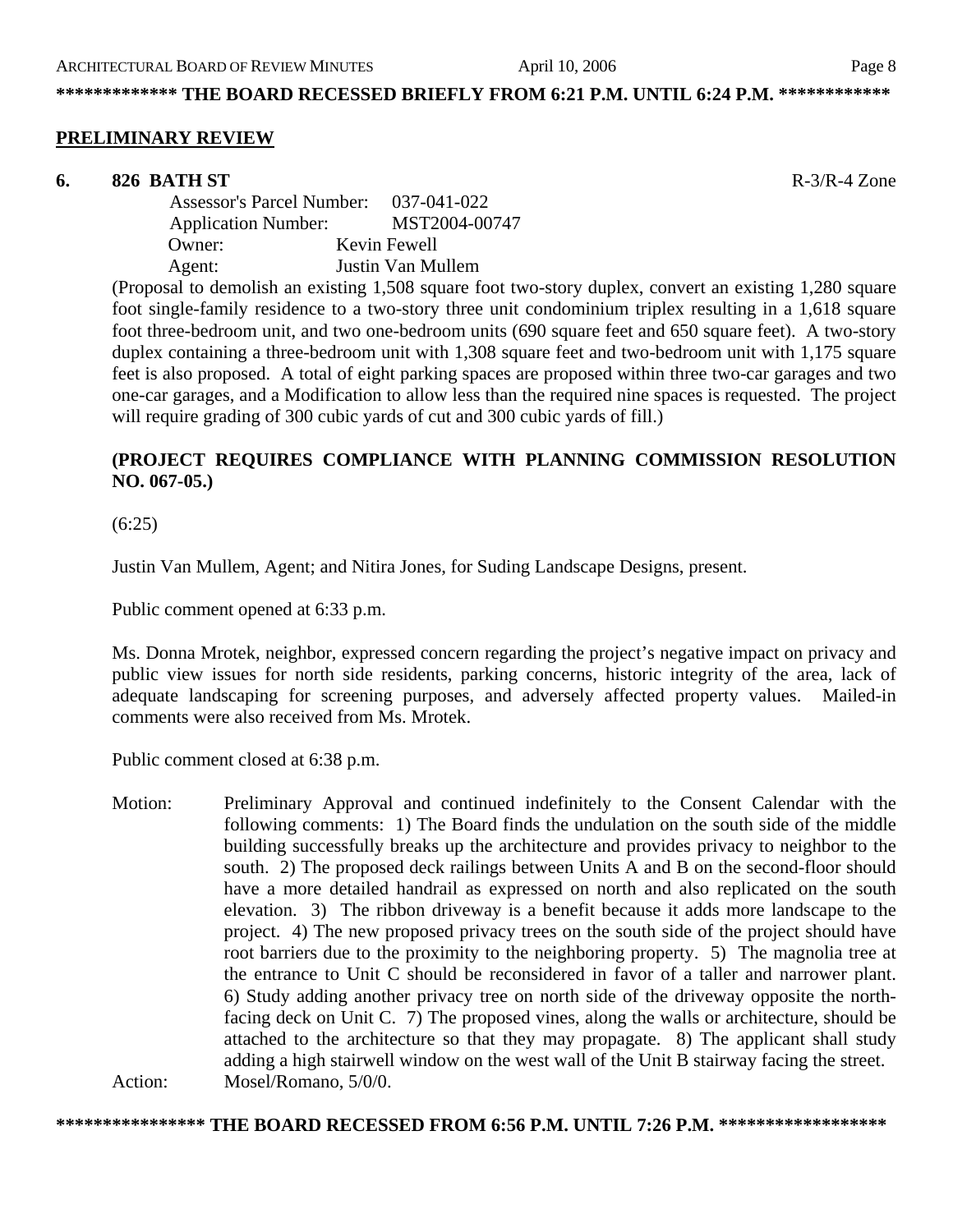**\*\*\*\*\*\*\*\*\*\*\*\*\* THE BOARD RECESSED BRIEFLY FROM 6:21 P.M. UNTIL 6:24 P.M. \*\*\*\*\*\*\*\*\*\*\*\***

## PRELIMINARY REVIEW

**6. 826 BATH ST** R-3/R-4 Zone

Assessor's Parcel Number: 037-041-022
Application Number: MST2004-00747
Owner: Kevin Fewell
Agent: Justin Van Mullem

(Proposal to demolish an existing 1,508 square foot two-story duplex, convert an existing 1,280 square foot single-family residence to a two-story three unit condominium triplex resulting in a 1,618 square foot three-bedroom unit, and two one-bedroom units (690 square feet and 650 square feet). A two-story duplex containing a three-bedroom unit with 1,308 square feet and two-bedroom unit with 1,175 square feet is also proposed. A total of eight parking spaces are proposed within three two-car garages and two one-car garages, and a Modification to allow less than the required nine spaces is requested. The project will require grading of 300 cubic yards of cut and 300 cubic yards of fill.)

**(PROJECT REQUIRES COMPLIANCE WITH PLANNING COMMISSION RESOLUTION NO. 067-05.)**

(6:25)

Justin Van Mullem, Agent; and Nitira Jones, for Suding Landscape Designs, present.

Public comment opened at 6:33 p.m.

Ms. Donna Mrotek, neighbor, expressed concern regarding the project's negative impact on privacy and public view issues for north side residents, parking concerns, historic integrity of the area, lack of adequate landscaping for screening purposes, and adversely affected property values. Mailed-in comments were also received from Ms. Mrotek.

Public comment closed at 6:38 p.m.

Motion: Preliminary Approval and continued indefinitely to the Consent Calendar with the following comments: 1) The Board finds the undulation on the south side of the middle building successfully breaks up the architecture and provides privacy to neighbor to the south. 2) The proposed deck railings between Units A and B on the second-floor should have a more detailed handrail as expressed on north and also replicated on the south elevation. 3) The ribbon driveway is a benefit because it adds more landscape to the project. 4) The new proposed privacy trees on the south side of the project should have root barriers due to the proximity to the neighboring property. 5) The magnolia tree at the entrance to Unit C should be reconsidered in favor of a taller and narrower plant. 6) Study adding another privacy tree on north side of the driveway opposite the north-facing deck on Unit C. 7) The proposed vines, along the walls or architecture, should be attached to the architecture so that they may propagate. 8) The applicant shall study adding a high stairwell window on the west wall of the Unit B stairway facing the street.

Action: Mosel/Romano, 5/0/0.

**\*\*\*\*\*\*\*\*\*\*\*\*\*\*\* THE BOARD RECESSED FROM 6:56 P.M. UNTIL 7:26 P.M. \*\*\*\*\*\*\*\*\*\*\*\*\*\*\*\*\***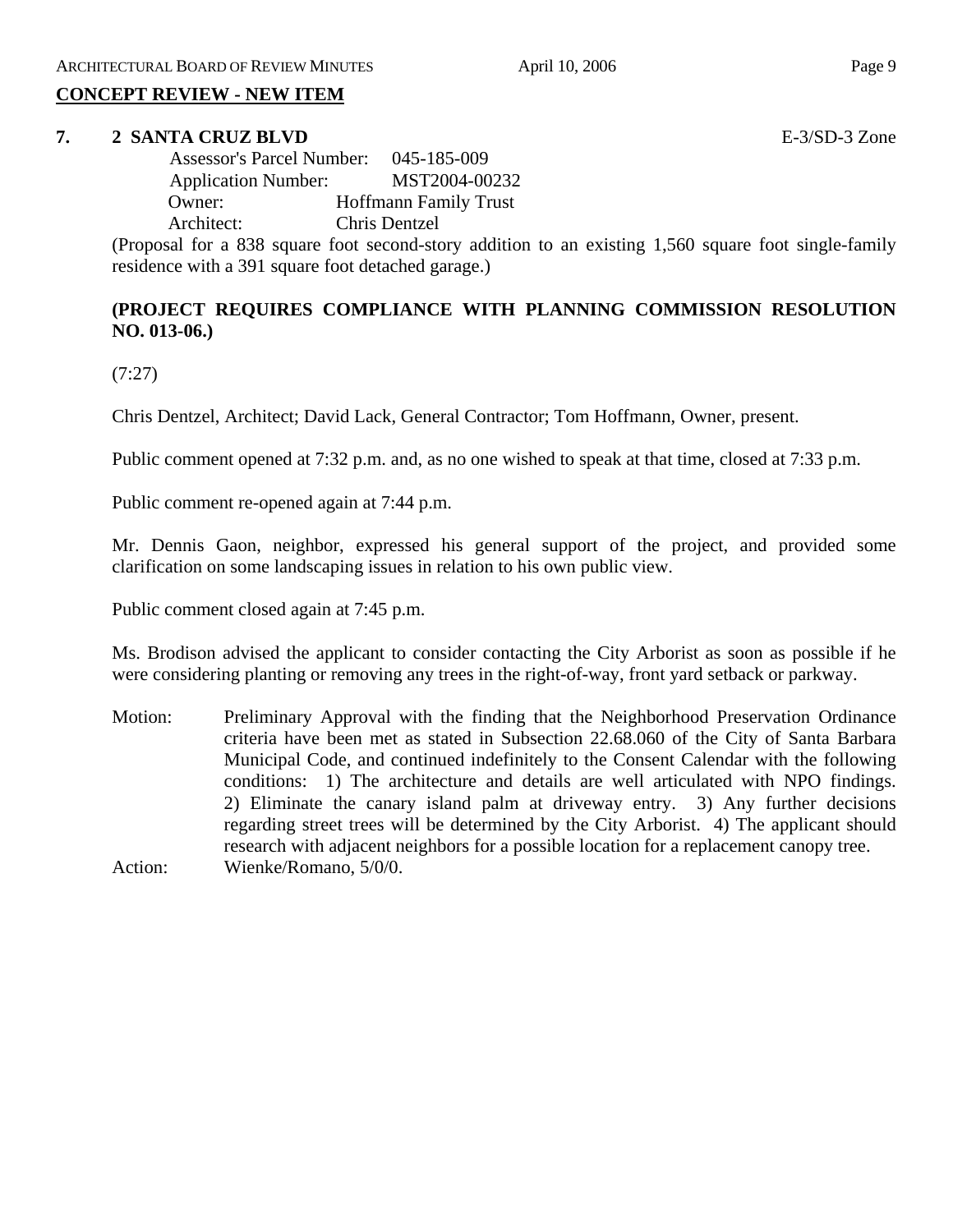## CONCEPT REVIEW - NEW ITEM

**7. 2 SANTA CRUZ BLVD** E-3/SD-3 Zone

Assessor's Parcel Number: 045-185-009
Application Number: MST2004-00232
Owner: Hoffmann Family Trust
Architect: Chris Dentzel

(Proposal for a 838 square foot second-story addition to an existing 1,560 square foot single-family residence with a 391 square foot detached garage.)

**(PROJECT REQUIRES COMPLIANCE WITH PLANNING COMMISSION RESOLUTION NO. 013-06.)**

(7:27)

Chris Dentzel, Architect; David Lack, General Contractor; Tom Hoffmann, Owner, present.

Public comment opened at 7:32 p.m. and, as no one wished to speak at that time, closed at 7:33 p.m.

Public comment re-opened again at 7:44 p.m.

Mr. Dennis Gaon, neighbor, expressed his general support of the project, and provided some clarification on some landscaping issues in relation to his own public view.

Public comment closed again at 7:45 p.m.

Ms. Brodison advised the applicant to consider contacting the City Arborist as soon as possible if he were considering planting or removing any trees in the right-of-way, front yard setback or parkway.

Motion: Preliminary Approval with the finding that the Neighborhood Preservation Ordinance criteria have been met as stated in Subsection 22.68.060 of the City of Santa Barbara Municipal Code, and continued indefinitely to the Consent Calendar with the following conditions: 1) The architecture and details are well articulated with NPO findings. 2) Eliminate the canary island palm at driveway entry. 3) Any further decisions regarding street trees will be determined by the City Arborist. 4) The applicant should research with adjacent neighbors for a possible location for a replacement canopy tree.

Action: Wienke/Romano, 5/0/0.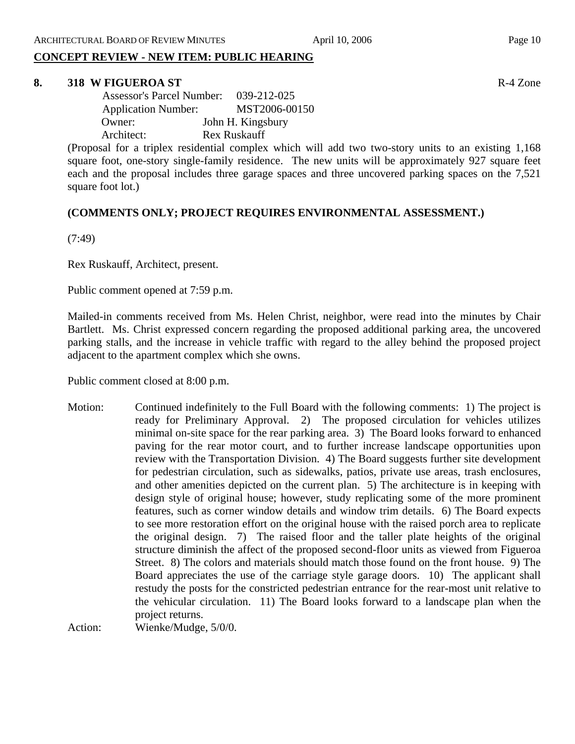## CONCEPT REVIEW - NEW ITEM: PUBLIC HEARING

**8. 318 W FIGUEROA ST** R-4 Zone

Assessor's Parcel Number: 039-212-025
Application Number: MST2006-00150
Owner: John H. Kingsbury
Architect: Rex Ruskauff

(Proposal for a triplex residential complex which will add two two-story units to an existing 1,168 square foot, one-story single-family residence. The new units will be approximately 927 square feet each and the proposal includes three garage spaces and three uncovered parking spaces on the 7,521 square foot lot.)

**(COMMENTS ONLY; PROJECT REQUIRES ENVIRONMENTAL ASSESSMENT.)**

(7:49)

Rex Ruskauff, Architect, present.

Public comment opened at 7:59 p.m.

Mailed-in comments received from Ms. Helen Christ, neighbor, were read into the minutes by Chair Bartlett. Ms. Christ expressed concern regarding the proposed additional parking area, the uncovered parking stalls, and the increase in vehicle traffic with regard to the alley behind the proposed project adjacent to the apartment complex which she owns.

Public comment closed at 8:00 p.m.

Motion: Continued indefinitely to the Full Board with the following comments: 1) The project is ready for Preliminary Approval. 2) The proposed circulation for vehicles utilizes minimal on-site space for the rear parking area. 3) The Board looks forward to enhanced paving for the rear motor court, and to further increase landscape opportunities upon review with the Transportation Division. 4) The Board suggests further site development for pedestrian circulation, such as sidewalks, patios, private use areas, trash enclosures, and other amenities depicted on the current plan. 5) The architecture is in keeping with design style of original house; however, study replicating some of the more prominent features, such as corner window details and window trim details. 6) The Board expects to see more restoration effort on the original house with the raised porch area to replicate the original design. 7) The raised floor and the taller plate heights of the original structure diminish the affect of the proposed second-floor units as viewed from Figueroa Street. 8) The colors and materials should match those found on the front house. 9) The Board appreciates the use of the carriage style garage doors. 10) The applicant shall restudy the posts for the constricted pedestrian entrance for the rear-most unit relative to the vehicular circulation. 11) The Board looks forward to a landscape plan when the project returns.

Action: Wienke/Mudge, 5/0/0.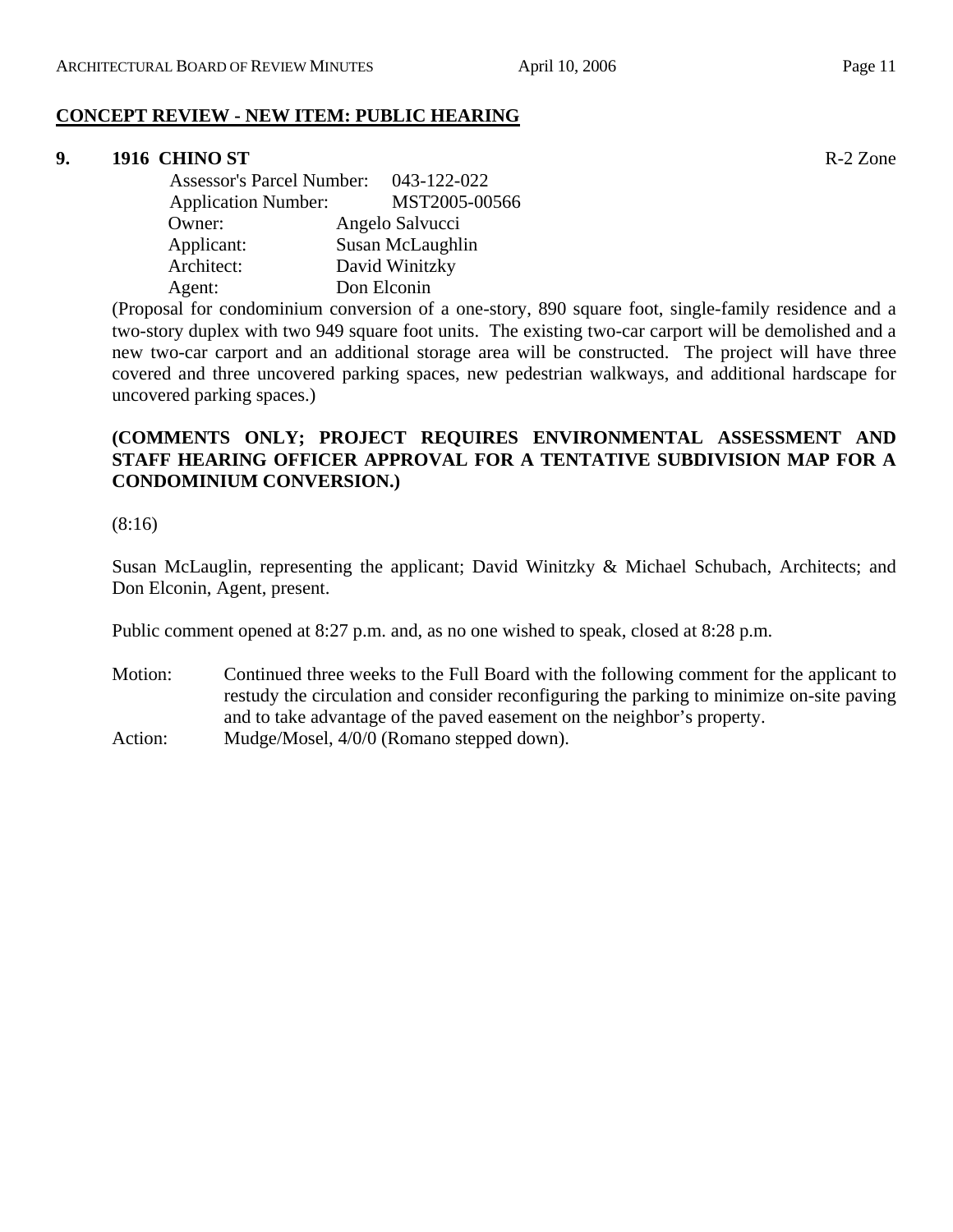**CONCEPT REVIEW - NEW ITEM: PUBLIC HEARING**

**9. 1916 CHINO ST** R-2 Zone

Assessor's Parcel Number: 043-122-022
Application Number: MST2005-00566
Owner: Angelo Salvucci
Applicant: Susan McLaughlin
Architect: David Winitzky
Agent: Don Elconin

(Proposal for condominium conversion of a one-story, 890 square foot, single-family residence and a two-story duplex with two 949 square foot units. The existing two-car carport will be demolished and a new two-car carport and an additional storage area will be constructed. The project will have three covered and three uncovered parking spaces, new pedestrian walkways, and additional hardscape for uncovered parking spaces.)

**(COMMENTS ONLY; PROJECT REQUIRES ENVIRONMENTAL ASSESSMENT AND STAFF HEARING OFFICER APPROVAL FOR A TENTATIVE SUBDIVISION MAP FOR A CONDOMINIUM CONVERSION.)**

(8:16)

Susan McLauglin, representing the applicant; David Winitzky & Michael Schubach, Architects; and Don Elconin, Agent, present.

Public comment opened at 8:27 p.m. and, as no one wished to speak, closed at 8:28 p.m.

Motion: Continued three weeks to the Full Board with the following comment for the applicant to restudy the circulation and consider reconfiguring the parking to minimize on-site paving and to take advantage of the paved easement on the neighbor's property.

Action: Mudge/Mosel, 4/0/0 (Romano stepped down).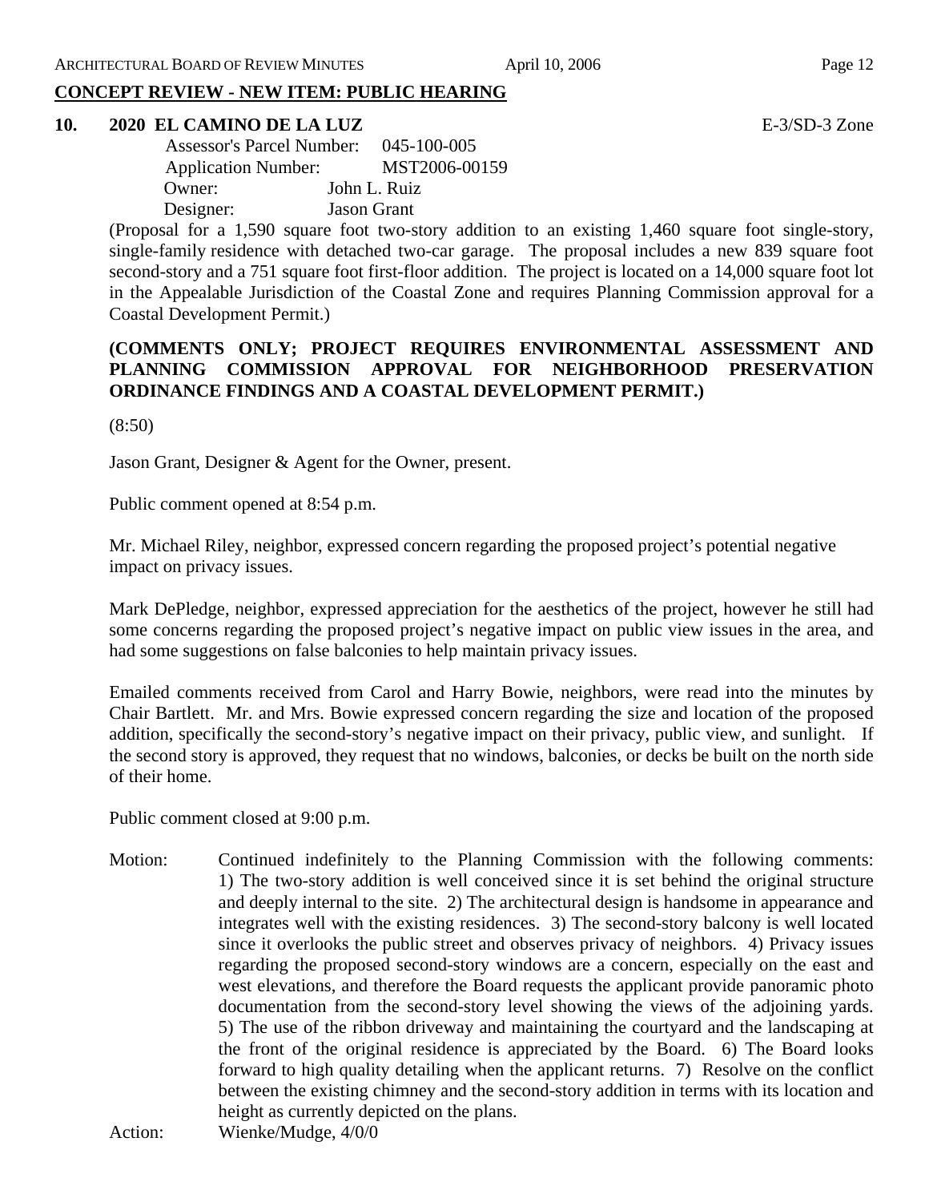## CONCEPT REVIEW - NEW ITEM: PUBLIC HEARING

**10. 2020 EL CAMINO DE LA LUZ** E-3/SD-3 Zone

Assessor's Parcel Number: 045-100-005
Application Number: MST2006-00159
Owner: John L. Ruiz
Designer: Jason Grant

(Proposal for a 1,590 square foot two-story addition to an existing 1,460 square foot single-story, single-family residence with detached two-car garage. The proposal includes a new 839 square foot second-story and a 751 square foot first-floor addition. The project is located on a 14,000 square foot lot in the Appealable Jurisdiction of the Coastal Zone and requires Planning Commission approval for a Coastal Development Permit.)

**(COMMENTS ONLY; PROJECT REQUIRES ENVIRONMENTAL ASSESSMENT AND PLANNING COMMISSION APPROVAL FOR NEIGHBORHOOD PRESERVATION ORDINANCE FINDINGS AND A COASTAL DEVELOPMENT PERMIT.)**

(8:50)

Jason Grant, Designer & Agent for the Owner, present.

Public comment opened at 8:54 p.m.

Mr. Michael Riley, neighbor, expressed concern regarding the proposed project's potential negative impact on privacy issues.

Mark DePledge, neighbor, expressed appreciation for the aesthetics of the project, however he still had some concerns regarding the proposed project's negative impact on public view issues in the area, and had some suggestions on false balconies to help maintain privacy issues.

Emailed comments received from Carol and Harry Bowie, neighbors, were read into the minutes by Chair Bartlett. Mr. and Mrs. Bowie expressed concern regarding the size and location of the proposed addition, specifically the second-story's negative impact on their privacy, public view, and sunlight. If the second story is approved, they request that no windows, balconies, or decks be built on the north side of their home.

Public comment closed at 9:00 p.m.

Motion: Continued indefinitely to the Planning Commission with the following comments: 1) The two-story addition is well conceived since it is set behind the original structure and deeply internal to the site. 2) The architectural design is handsome in appearance and integrates well with the existing residences. 3) The second-story balcony is well located since it overlooks the public street and observes privacy of neighbors. 4) Privacy issues regarding the proposed second-story windows are a concern, especially on the east and west elevations, and therefore the Board requests the applicant provide panoramic photo documentation from the second-story level showing the views of the adjoining yards. 5) The use of the ribbon driveway and maintaining the courtyard and the landscaping at the front of the original residence is appreciated by the Board. 6) The Board looks forward to high quality detailing when the applicant returns. 7) Resolve on the conflict between the existing chimney and the second-story addition in terms with its location and height as currently depicted on the plans.

Action: Wienke/Mudge, 4/0/0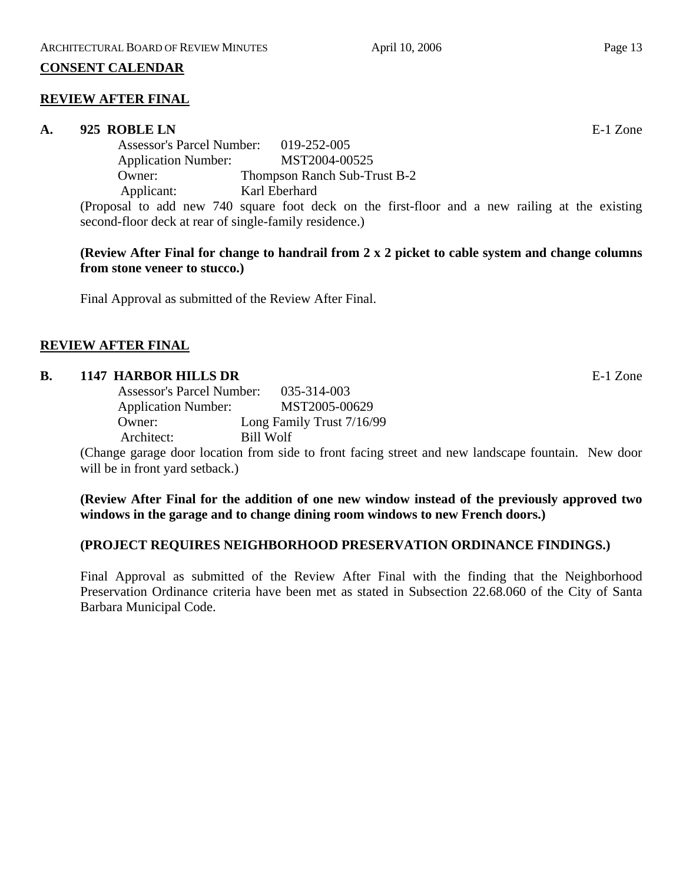**CONSENT CALENDAR**

**REVIEW AFTER FINAL**

**A. 925 ROBLE LN** E-1 Zone

Assessor's Parcel Number: 019-252-005
Application Number: MST2004-00525
Owner: Thompson Ranch Sub-Trust B-2
Applicant: Karl Eberhard

(Proposal to add new 740 square foot deck on the first-floor and a new railing at the existing second-floor deck at rear of single-family residence.)

**(Review After Final for change to handrail from 2 x 2 picket to cable system and change columns from stone veneer to stucco.)**

Final Approval as submitted of the Review After Final.

**REVIEW AFTER FINAL**

**B. 1147 HARBOR HILLS DR** E-1 Zone

Assessor's Parcel Number: 035-314-003
Application Number: MST2005-00629
Owner: Long Family Trust 7/16/99
Architect: Bill Wolf

(Change garage door location from side to front facing street and new landscape fountain. New door will be in front yard setback.)

**(Review After Final for the addition of one new window instead of the previously approved two windows in the garage and to change dining room windows to new French doors.)**

**(PROJECT REQUIRES NEIGHBORHOOD PRESERVATION ORDINANCE FINDINGS.)**

Final Approval as submitted of the Review After Final with the finding that the Neighborhood Preservation Ordinance criteria have been met as stated in Subsection 22.68.060 of the City of Santa Barbara Municipal Code.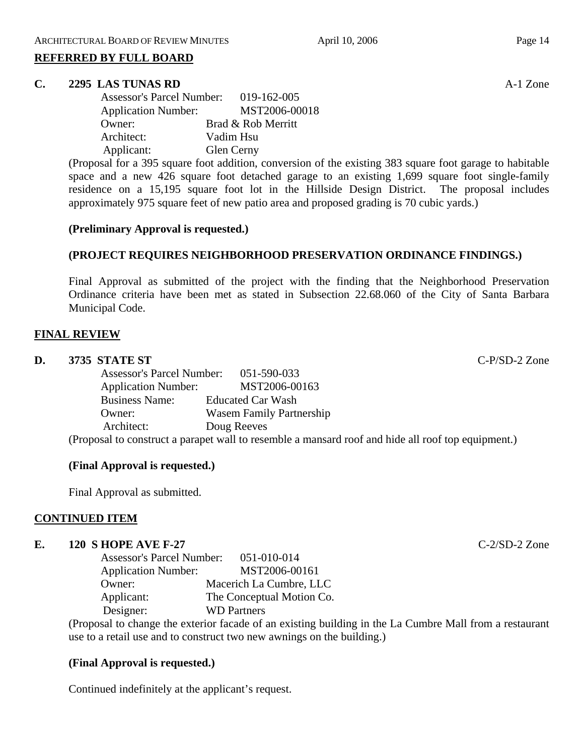## REFERRED BY FULL BOARD

**C. 2295 LAS TUNAS RD** A-1 Zone

Assessor's Parcel Number: 019-162-005
Application Number: MST2006-00018
Owner: Brad & Rob Merritt
Architect: Vadim Hsu
Applicant: Glen Cerny

(Proposal for a 395 square foot addition, conversion of the existing 383 square foot garage to habitable space and a new 426 square foot detached garage to an existing 1,699 square foot single-family residence on a 15,195 square foot lot in the Hillside Design District. The proposal includes approximately 975 square feet of new patio area and proposed grading is 70 cubic yards.)

**(Preliminary Approval is requested.)**

**(PROJECT REQUIRES NEIGHBORHOOD PRESERVATION ORDINANCE FINDINGS.)**

Final Approval as submitted of the project with the finding that the Neighborhood Preservation Ordinance criteria have been met as stated in Subsection 22.68.060 of the City of Santa Barbara Municipal Code.

## FINAL REVIEW

**D. 3735 STATE ST** C-P/SD-2 Zone

Assessor's Parcel Number: 051-590-033
Application Number: MST2006-00163
Business Name: Educated Car Wash
Owner: Wasem Family Partnership
Architect: Doug Reeves

(Proposal to construct a parapet wall to resemble a mansard roof and hide all roof top equipment.)

**(Final Approval is requested.)**

Final Approval as submitted.

## CONTINUED ITEM

**E. 120 S HOPE AVE F-27** C-2/SD-2 Zone

Assessor's Parcel Number: 051-010-014
Application Number: MST2006-00161
Owner: Macerich La Cumbre, LLC
Applicant: The Conceptual Motion Co.
Designer: WD Partners

(Proposal to change the exterior facade of an existing building in the La Cumbre Mall from a restaurant use to a retail use and to construct two new awnings on the building.)

**(Final Approval is requested.)**

Continued indefinitely at the applicant's request.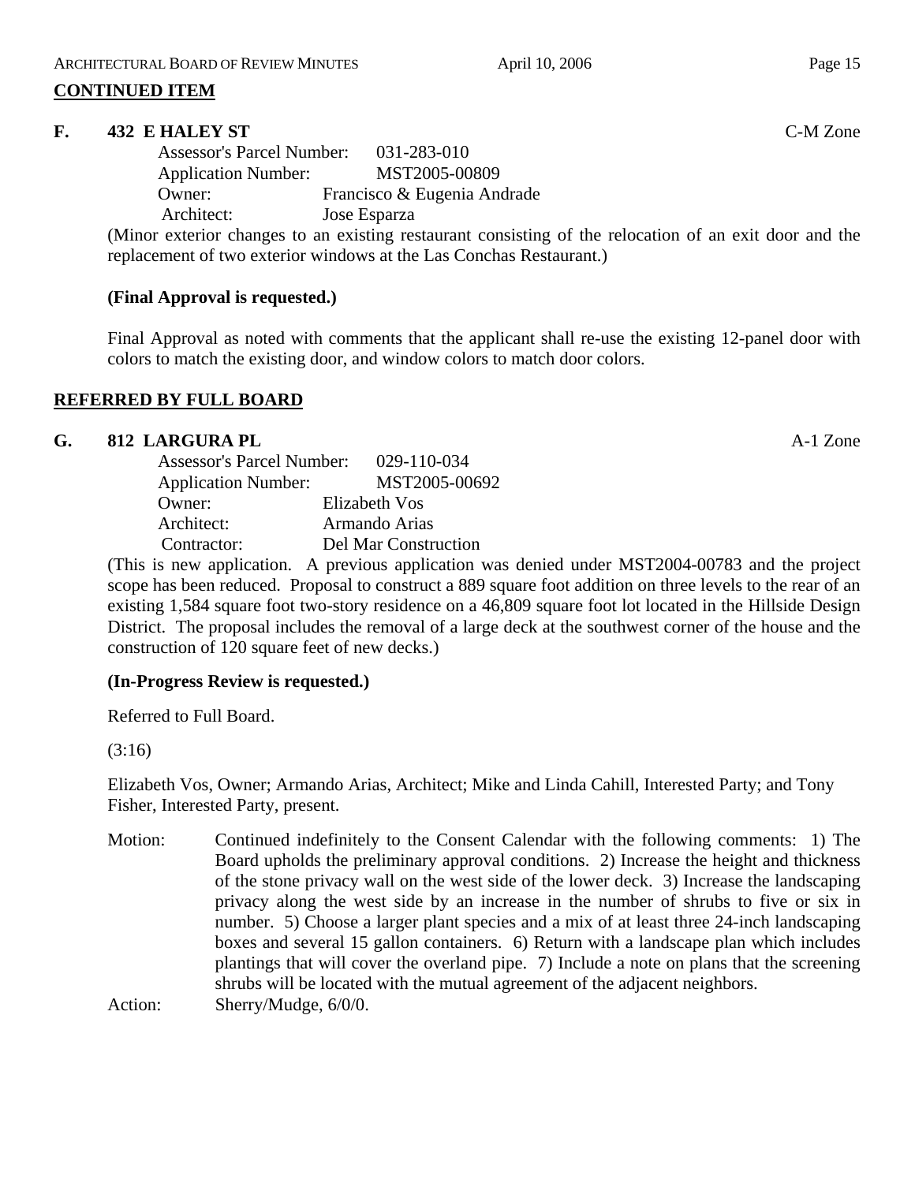## CONTINUED ITEM

**F. 432 E HALEY ST** C-M Zone

Assessor's Parcel Number: 031-283-010
Application Number: MST2005-00809
Owner: Francisco & Eugenia Andrade
Architect: Jose Esparza

(Minor exterior changes to an existing restaurant consisting of the relocation of an exit door and the replacement of two exterior windows at the Las Conchas Restaurant.)

**(Final Approval is requested.)**

Final Approval as noted with comments that the applicant shall re-use the existing 12-panel door with colors to match the existing door, and window colors to match door colors.

## REFERRED BY FULL BOARD

**G. 812 LARGURA PL** A-1 Zone

Assessor's Parcel Number: 029-110-034
Application Number: MST2005-00692
Owner: Elizabeth Vos
Architect: Armando Arias
Contractor: Del Mar Construction

(This is new application. A previous application was denied under MST2004-00783 and the project scope has been reduced. Proposal to construct a 889 square foot addition on three levels to the rear of an existing 1,584 square foot two-story residence on a 46,809 square foot lot located in the Hillside Design District. The proposal includes the removal of a large deck at the southwest corner of the house and the construction of 120 square feet of new decks.)

**(In-Progress Review is requested.)**

Referred to Full Board.

(3:16)

Elizabeth Vos, Owner; Armando Arias, Architect; Mike and Linda Cahill, Interested Party; and Tony Fisher, Interested Party, present.

Motion: Continued indefinitely to the Consent Calendar with the following comments: 1) The Board upholds the preliminary approval conditions. 2) Increase the height and thickness of the stone privacy wall on the west side of the lower deck. 3) Increase the landscaping privacy along the west side by an increase in the number of shrubs to five or six in number. 5) Choose a larger plant species and a mix of at least three 24-inch landscaping boxes and several 15 gallon containers. 6) Return with a landscape plan which includes plantings that will cover the overland pipe. 7) Include a note on plans that the screening shrubs will be located with the mutual agreement of the adjacent neighbors.

Action: Sherry/Mudge, 6/0/0.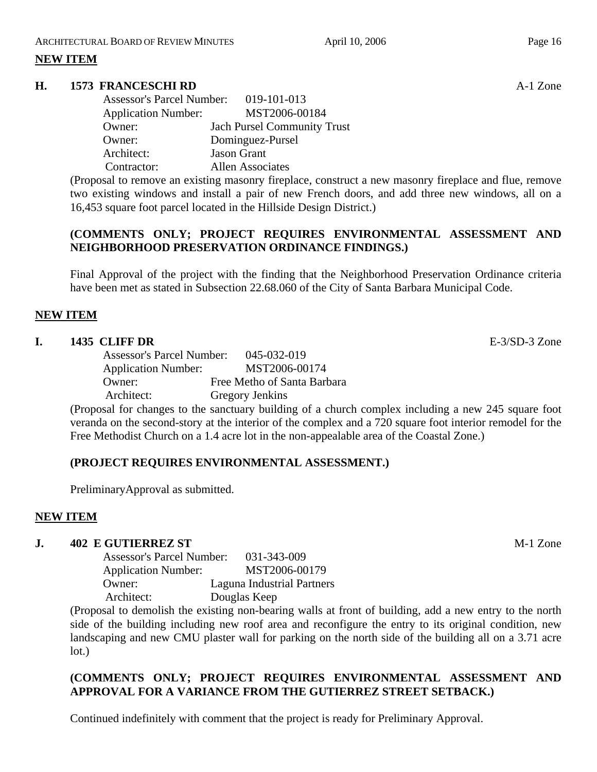**NEW ITEM**

**H. 1573 FRANCESCHI RD** A-1 Zone

Assessor's Parcel Number: 019-101-013
Application Number: MST2006-00184
Owner: Jach Pursel Community Trust
Owner: Dominguez-Pursel
Architect: Jason Grant
Contractor: Allen Associates

(Proposal to remove an existing masonry fireplace, construct a new masonry fireplace and flue, remove two existing windows and install a pair of new French doors, and add three new windows, all on a 16,453 square foot parcel located in the Hillside Design District.)

**(COMMENTS ONLY; PROJECT REQUIRES ENVIRONMENTAL ASSESSMENT AND NEIGHBORHOOD PRESERVATION ORDINANCE FINDINGS.)**

Final Approval of the project with the finding that the Neighborhood Preservation Ordinance criteria have been met as stated in Subsection 22.68.060 of the City of Santa Barbara Municipal Code.

**NEW ITEM**

**I. 1435 CLIFF DR** E-3/SD-3 Zone

Assessor's Parcel Number: 045-032-019
Application Number: MST2006-00174
Owner: Free Metho of Santa Barbara
Architect: Gregory Jenkins

(Proposal for changes to the sanctuary building of a church complex including a new 245 square foot veranda on the second-story at the interior of the complex and a 720 square foot interior remodel for the Free Methodist Church on a 1.4 acre lot in the non-appealable area of the Coastal Zone.)

**(PROJECT REQUIRES ENVIRONMENTAL ASSESSMENT.)**

PreliminaryApproval as submitted.

**NEW ITEM**

**J. 402 E GUTIERREZ ST** M-1 Zone

Assessor's Parcel Number: 031-343-009
Application Number: MST2006-00179
Owner: Laguna Industrial Partners
Architect: Douglas Keep

(Proposal to demolish the existing non-bearing walls at front of building, add a new entry to the north side of the building including new roof area and reconfigure the entry to its original condition, new landscaping and new CMU plaster wall for parking on the north side of the building all on a 3.71 acre lot.)

**(COMMENTS ONLY; PROJECT REQUIRES ENVIRONMENTAL ASSESSMENT AND APPROVAL FOR A VARIANCE FROM THE GUTIERREZ STREET SETBACK.)**

Continued indefinitely with comment that the project is ready for Preliminary Approval.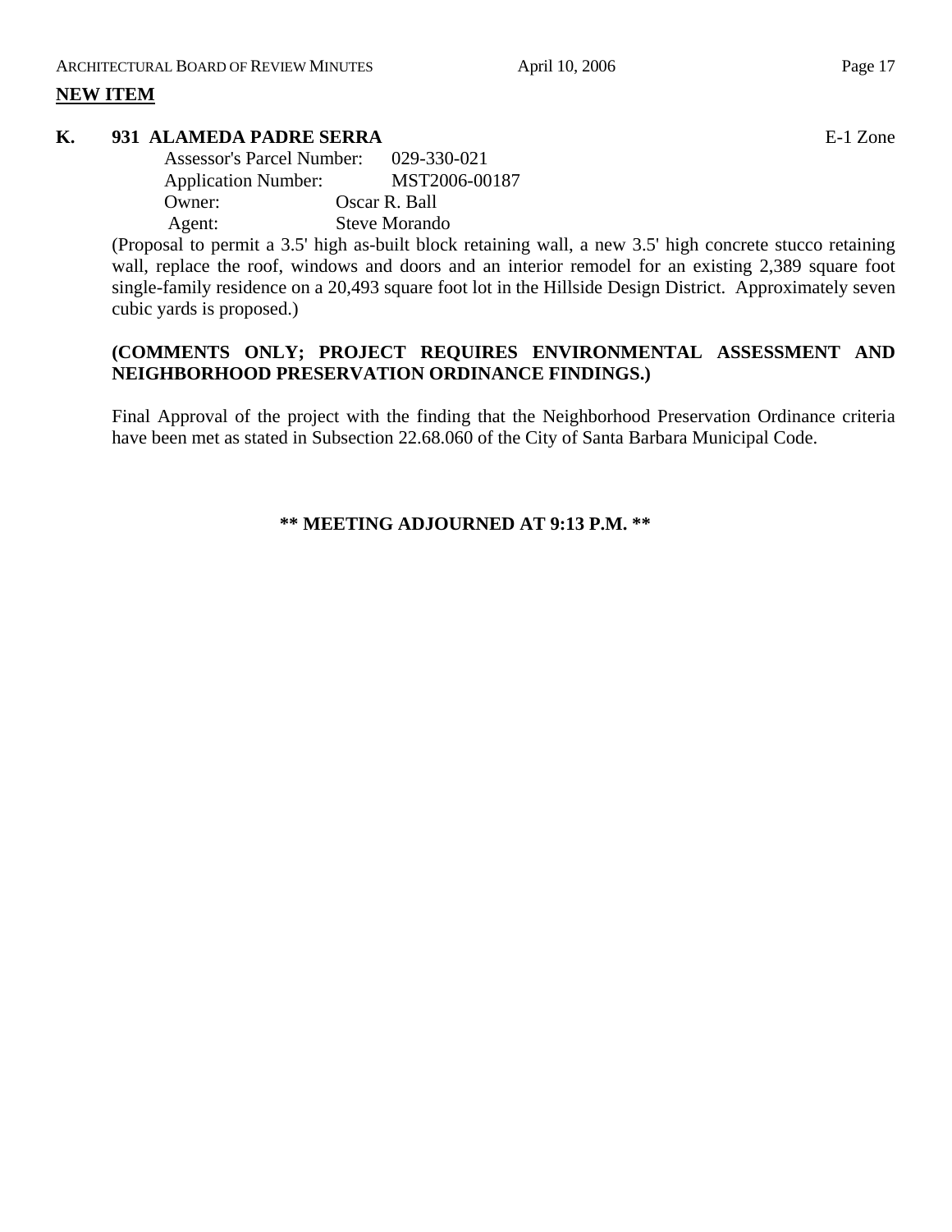## NEW ITEM

**K. 931 ALAMEDA PADRE SERRA** E-1 Zone

Assessor's Parcel Number: 029-330-021
Application Number: MST2006-00187
Owner: Oscar R. Ball
Agent: Steve Morando

(Proposal to permit a 3.5' high as-built block retaining wall, a new 3.5' high concrete stucco retaining wall, replace the roof, windows and doors and an interior remodel for an existing 2,389 square foot single-family residence on a 20,493 square foot lot in the Hillside Design District. Approximately seven cubic yards is proposed.)

**(COMMENTS ONLY; PROJECT REQUIRES ENVIRONMENTAL ASSESSMENT AND NEIGHBORHOOD PRESERVATION ORDINANCE FINDINGS.)**

Final Approval of the project with the finding that the Neighborhood Preservation Ordinance criteria have been met as stated in Subsection 22.68.060 of the City of Santa Barbara Municipal Code.

**\*\* MEETING ADJOURNED AT 9:13 P.M. \*\***